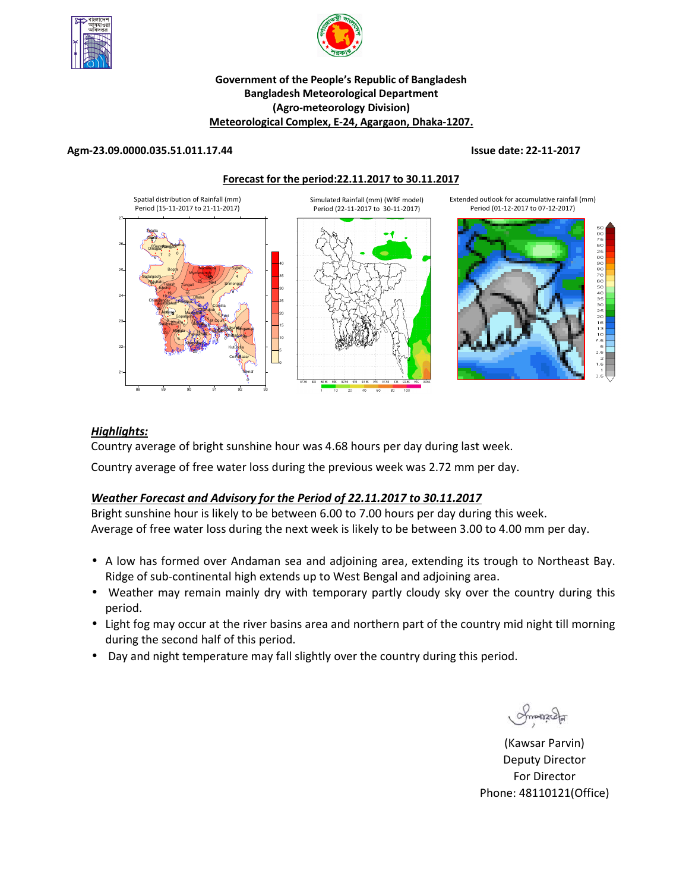**Government of the People's Republic of Bangladesh**
**Bangladesh Meteorological Department**
**(Agro-meteorology Division)**
**Meteorological Complex, E-24, Agargaon, Dhaka-1207.**

**Agm-23.09.0000.035.51.011.17.44** **Issue date: 22-11-2017**

**Forecast for the period:22.11.2017 to 30.11.2017**

Spatial distribution of Rainfall (mm) Period (15-11-2017 to 21-11-2017)

Simulated Rainfall (mm) (WRF model) Period (22-11-2017 to 30-11-2017)

Extended outlook for accumulative rainfall (mm) Period (01-12-2017 to 07-12-2017)

## *Highlights:*

Country average of bright sunshine hour was 4.68 hours per day during last week.

Country average of free water loss during the previous week was 2.72 mm per day.

## *Weather Forecast and Advisory for the Period of 22.11.2017 to 30.11.2017*

Bright sunshine hour is likely to be between 6.00 to 7.00 hours per day during this week.
Average of free water loss during the next week is likely to be between 3.00 to 4.00 mm per day.

- A low has formed over Andaman sea and adjoining area, extending its trough to Northeast Bay. Ridge of sub-continental high extends up to West Bengal and adjoining area.
- Weather may remain mainly dry with temporary partly cloudy sky over the country during this period.
- Light fog may occur at the river basins area and northern part of the country mid night till morning during the second half of this period.
- Day and night temperature may fall slightly over the country during this period.

(Kawsar Parvin)
Deputy Director
For Director
Phone: 48110121(Office)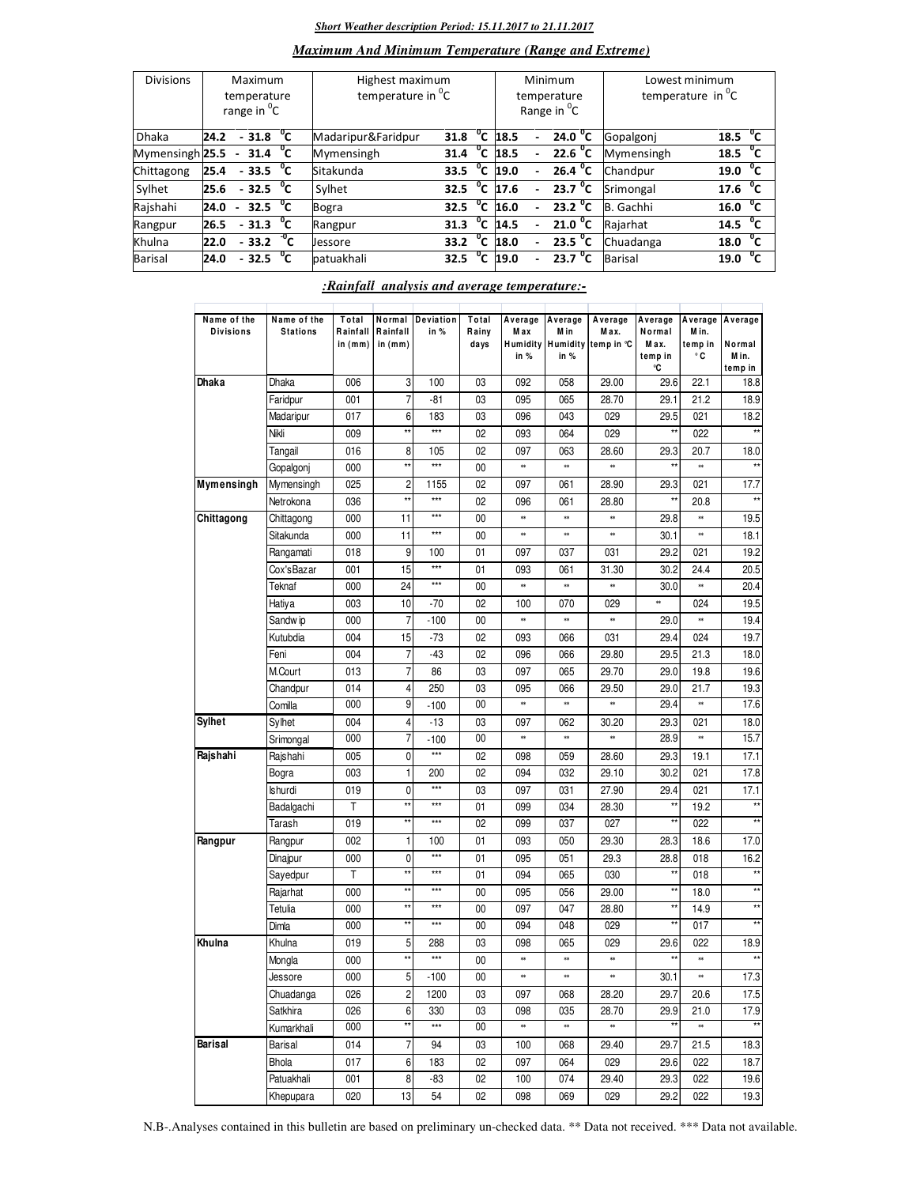***Short Weather description Period: 15.11.2017 to 21.11.2017***

***Maximum And Minimum Temperature (Range and Extreme)***

| Divisions | Maximum temperature range in $^0$C | Highest maximum temperature in $^0$C | | Minimum temperature Range in $^0$C | Lowest minimum temperature in $^0$C | |
|---|---|---|---|---|---|---|
| Dhaka | 24.2 - 31.8 $^0$C | Madaripur&Faridpur | 31.8 $^0$C | 18.5 - 24.0 $^0$C | Gopalgonj | 18.5 $^0$C |
| Mymensingh | 25.5 - 31.4 $^0$C | Mymensingh | 31.4 $^0$C | 18.5 - 22.6 $^0$C | Mymensingh | 18.5 $^0$C |
| Chittagong | 25.4 - 33.5 $^0$C | Sitakunda | 33.5 $^0$C | 19.0 - 26.4 $^0$C | Chandpur | 19.0 $^0$C |
| Sylhet | 25.6 - 32.5 $^0$C | Sylhet | 32.5 $^0$C | 17.6 - 23.7 $^0$C | Srimongal | 17.6 $^0$C |
| Rajshahi | 24.0 - 32.5 $^0$C | Bogra | 32.5 $^0$C | 16.0 - 23.2 $^0$C | B. Gachhi | 16.0 $^0$C |
| Rangpur | 26.5 - 31.3 $^0$C | Rangpur | 31.3 $^0$C | 14.5 - 21.0 $^0$C | Rajarhat | 14.5 $^0$C |
| Khulna | 22.0 - 33.2 $^0$C | Jessore | 33.2 $^0$C | 18.0 - 23.5 $^0$C | Chuadanga | 18.0 $^0$C |
| Barisal | 24.0 - 32.5 $^0$C | patuakhali | 32.5 $^0$C | 19.0 - 23.7 $^0$C | Barisal | 19.0 $^0$C |

***:Rainfall analysis and average temperature:-***

| Name of the Divisions | Name of the Stations | Total Rainfall in (mm) | Normal Rainfall in (mm) | Deviation in % | Total Rainy days | Average Max Humidity in % | Average Min Humidity in % | Average Max. temp in °C | Average Normal Max. temp in °C | Average Min. temp in °C | Average Normal Min. temp in |
|---|---|---|---|---|---|---|---|---|---|---|---|
| **Dhaka** | Dhaka | 006 | 3 | 100 | 03 | 092 | 058 | 29.00 | 29.6 | 22.1 | 18.8 |
| | Faridpur | 001 | 7 | -81 | 03 | 095 | 065 | 28.70 | 29.1 | 21.2 | 18.9 |
| | Madaripur | 017 | 6 | 183 | 03 | 096 | 043 | 029 | 29.5 | 021 | 18.2 |
| | Nikli | 009 | ** | *** | 02 | 093 | 064 | 029 | ** | 022 | ** |
| | Tangail | 016 | 8 | 105 | 02 | 097 | 063 | 28.60 | 29.3 | 20.7 | 18.0 |
| | Gopalgonj | 000 | ** | *** | 00 | ** | ** | ** | ** | ** | ** |
| **Mymensingh** | Mymensingh | 025 | 2 | 1155 | 02 | 097 | 061 | 28.90 | 29.3 | 021 | 17.7 |
| | Netrokona | 036 | ** | *** | 02 | 096 | 061 | 28.80 | ** | 20.8 | ** |
| **Chittagong** | Chittagong | 000 | 11 | *** | 00 | ** | ** | ** | 29.8 | ** | 19.5 |
| | Sitakunda | 000 | 11 | *** | 00 | ** | ** | ** | 30.1 | ** | 18.1 |
| | Rangamati | 018 | 9 | 100 | 01 | 097 | 037 | 031 | 29.2 | 021 | 19.2 |
| | Cox'sBazar | 001 | 15 | *** | 01 | 093 | 061 | 31.30 | 30.2 | 24.4 | 20.5 |
| | Teknaf | 000 | 24 | *** | 00 | ** | ** | ** | 30.0 | ** | 20.4 |
| | Hatiya | 003 | 10 | -70 | 02 | 100 | 070 | 029 | ** | 024 | 19.5 |
| | Sandwip | 000 | 7 | -100 | 00 | ** | ** | ** | 29.0 | ** | 19.4 |
| | Kutubdia | 004 | 15 | -73 | 02 | 093 | 066 | 031 | 29.4 | 024 | 19.7 |
| | Feni | 004 | 7 | -43 | 02 | 096 | 066 | 29.80 | 29.5 | 21.3 | 18.0 |
| | M.Court | 013 | 7 | 86 | 03 | 097 | 065 | 29.70 | 29.0 | 19.8 | 19.6 |
| | Chandpur | 014 | 4 | 250 | 03 | 095 | 066 | 29.50 | 29.0 | 21.7 | 19.3 |
| | Comilla | 000 | 9 | -100 | 00 | ** | ** | ** | 29.4 | ** | 17.6 |
| **Sylhet** | Sylhet | 004 | 4 | -13 | 03 | 097 | 062 | 30.20 | 29.3 | 021 | 18.0 |
| | Srimongal | 000 | 7 | -100 | 00 | ** | ** | ** | 28.9 | ** | 15.7 |
| **Rajshahi** | Rajshahi | 005 | 0 | *** | 02 | 098 | 059 | 28.60 | 29.3 | 19.1 | 17.1 |
| | Bogra | 003 | 1 | 200 | 02 | 094 | 032 | 29.10 | 30.2 | 021 | 17.8 |
| | Ishurdi | 019 | 0 | *** | 03 | 097 | 031 | 27.90 | 29.4 | 021 | 17.1 |
| | Badalgachi | T | ** | *** | 01 | 099 | 034 | 28.30 | ** | 19.2 | ** |
| | Tarash | 019 | ** | *** | 02 | 099 | 037 | 027 | ** | 022 | ** |
| **Rangpur** | Rangpur | 002 | 1 | 100 | 01 | 093 | 050 | 29.30 | 28.3 | 18.6 | 17.0 |
| | Dinajpur | 000 | 0 | *** | 01 | 095 | 051 | 29.3 | 28.8 | 018 | 16.2 |
| | Sayedpur | T | ** | *** | 01 | 094 | 065 | 030 | ** | 018 | ** |
| | Rajarhat | 000 | ** | *** | 00 | 095 | 056 | 29.00 | ** | 18.0 | ** |
| | Tetulia | 000 | ** | *** | 00 | 097 | 047 | 28.80 | ** | 14.9 | ** |
| | Dimla | 000 | ** | *** | 00 | 094 | 048 | 029 | ** | 017 | ** |
| **Khulna** | Khulna | 019 | 5 | 288 | 03 | 098 | 065 | 029 | 29.6 | 022 | 18.9 |
| | Mongla | 000 | ** | *** | 00 | ** | ** | ** | ** | ** | ** |
| | Jessore | 000 | 5 | -100 | 00 | ** | ** | ** | 30.1 | ** | 17.3 |
| | Chuadanga | 026 | 2 | 1200 | 03 | 097 | 068 | 28.20 | 29.7 | 20.6 | 17.5 |
| | Satkhira | 026 | 6 | 330 | 03 | 098 | 035 | 28.70 | 29.9 | 21.0 | 17.9 |
| | Kumarkhali | 000 | ** | *** | 00 | ** | ** | ** | ** | ** | ** |
| **Barisal** | Barisal | 014 | 7 | 94 | 03 | 100 | 068 | 29.40 | 29.7 | 21.5 | 18.3 |
| | Bhola | 017 | 6 | 183 | 02 | 097 | 064 | 029 | 29.6 | 022 | 18.7 |
| | Patuakhali | 001 | 8 | -83 | 02 | 100 | 074 | 29.40 | 29.3 | 022 | 19.6 |
| | Khepupara | 020 | 13 | 54 | 02 | 098 | 069 | 029 | 29.2 | 022 | 19.3 |

N.B-.Analyses contained in this bulletin are based on preliminary un-checked data. ** Data not received. *** Data not available.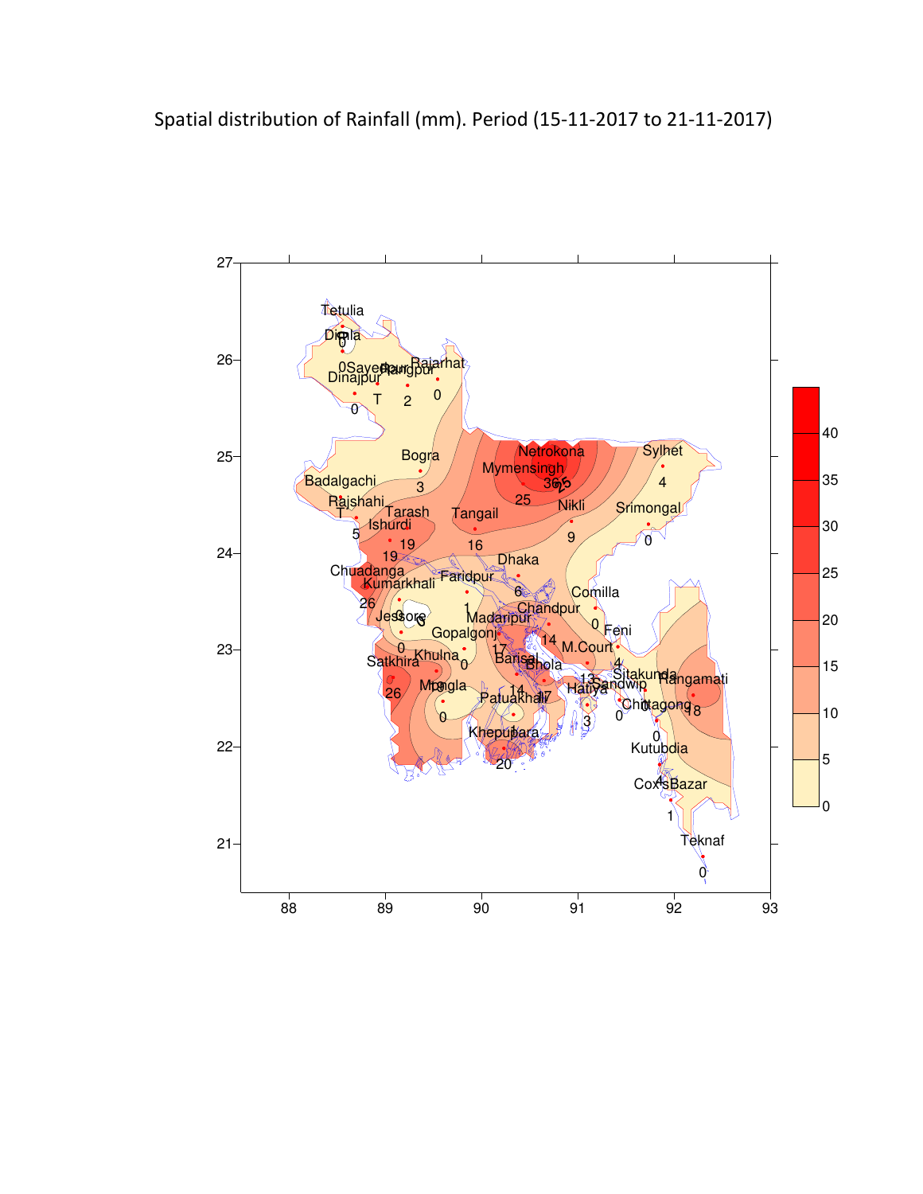Spatial distribution of Rainfall (mm). Period (15-11-2017 to 21-11-2017)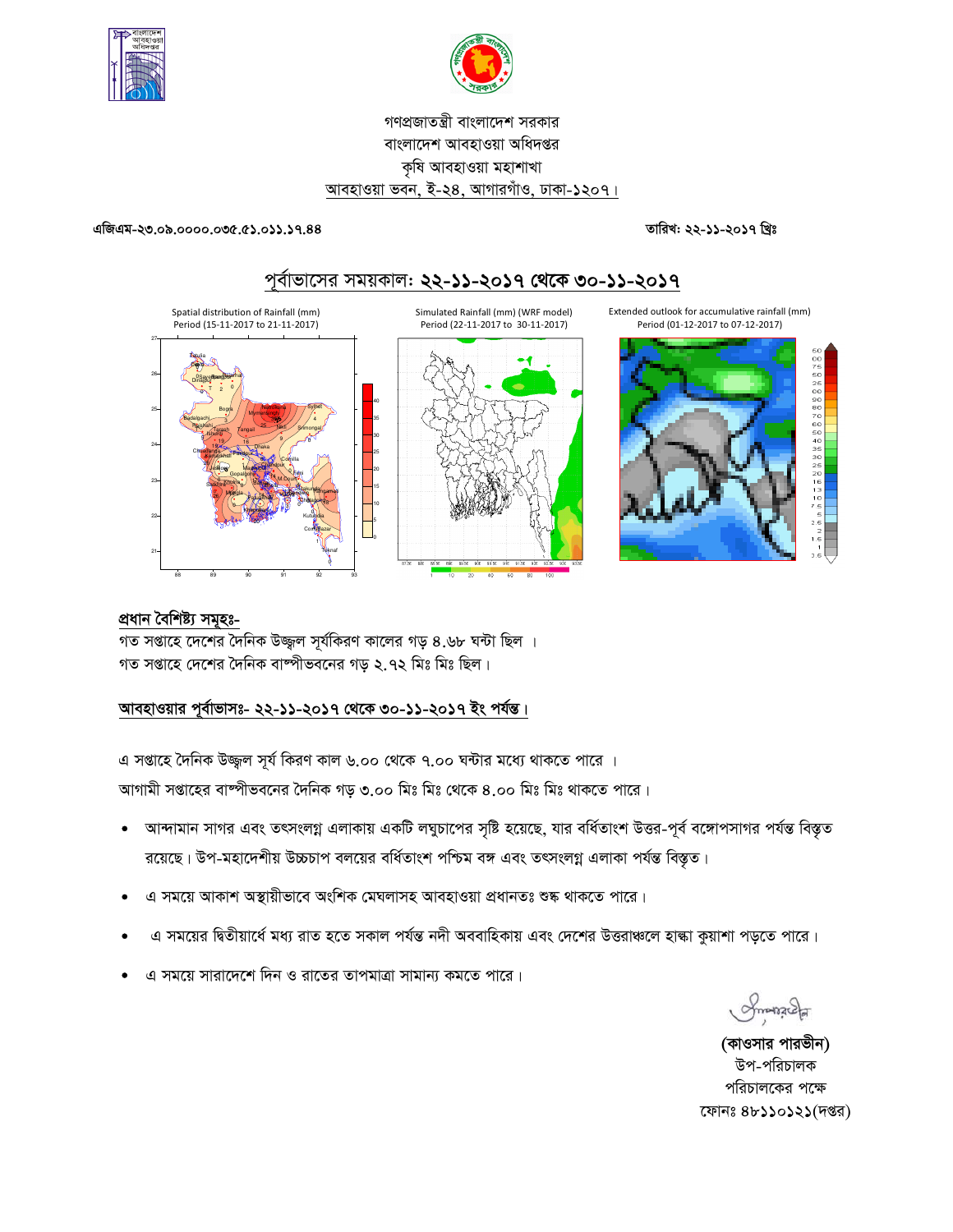গণপ্রজাতন্ত্রী বাংলাদেশ সরকার
বাংলাদেশ আবহাওয়া অধিদপ্তর
কৃষি আবহাওয়া মহাশাখা
আবহাওয়া ভবন, ই-২৪, আগারগাঁও, ঢাকা-১২০৭।

**এজিএম-২৩.০৯.০০০০.০৩৫.৫১.০১১.১৭.৪৪** **তারিখ: ২২-১১-২০১৭ খ্রিঃ**

## পূর্বাভাসের সময়কাল: ২২-১১-২০১৭ থেকে ৩০-১১-২০১৭

Spatial distribution of Rainfall (mm)
Period (15-11-2017 to 21-11-2017)

Simulated Rainfall (mm) (WRF model)
Period (22-11-2017 to 30-11-2017)

Extended outlook for accumulative rainfall (mm)
Period (01-12-2017 to 07-12-2017)

### প্রধান বৈশিষ্ট্য সমূহঃ-

গত সপ্তাহে দেশের দৈনিক উজ্জ্বল সূর্যকিরণ কালের গড় ৪.৬৮ ঘন্টা ছিল ।
গত সপ্তাহে দেশের দৈনিক বাষ্পীভবনের গড় ২.৭২ মিঃ মিঃ ছিল।

### আবহাওয়ার পূর্বাভাসঃ- ২২-১১-২০১৭ থেকে ৩০-১১-২০১৭ ইং পর্যন্ত।

এ সপ্তাহে দৈনিক উজ্জ্বল সূর্য কিরণ কাল ৬.০০ থেকে ৭.০০ ঘন্টার মধ্যে থাকতে পারে ।
আগামী সপ্তাহের বাষ্পীভবনের দৈনিক গড় ৩.০০ মিঃ মিঃ থেকে ৪.০০ মিঃ মিঃ থাকতে পারে।

- আন্দামান সাগর এবং তৎসংলগ্ন এলাকায় একটি লঘুচাপের সৃষ্টি হয়েছে, যার বর্ধিতাংশ উত্তর-পূর্ব বঙ্গোপসাগর পর্যন্ত বিস্তৃত রয়েছে। উপ-মহাদেশীয় উচ্চচাপ বলয়ের বর্ধিতাংশ পশ্চিম বঙ্গ এবং তৎসংলগ্ন এলাকা পর্যন্ত বিস্তৃত।
- এ সময়ে আকাশ অস্থায়ীভাবে অংশিক মেঘলাসহ আবহাওয়া প্রধানতঃ শুষ্ক থাকতে পারে।
- এ সময়ের দ্বিতীয়ার্ধে মধ্য রাত হতে সকাল পর্যন্ত নদী অববাহিকায় এবং দেশের উত্তরাঞ্চলে হাল্কা কুয়াশা পড়তে পারে।
- এ সময়ে সারাদেশে দিন ও রাতের তাপমাত্রা সামান্য কমতে পারে।

**(কাওসার পারভীন)**
উপ-পরিচালক
পরিচালকের পক্ষে
ফোনঃ ৪৮১১০১২১(দপ্তর)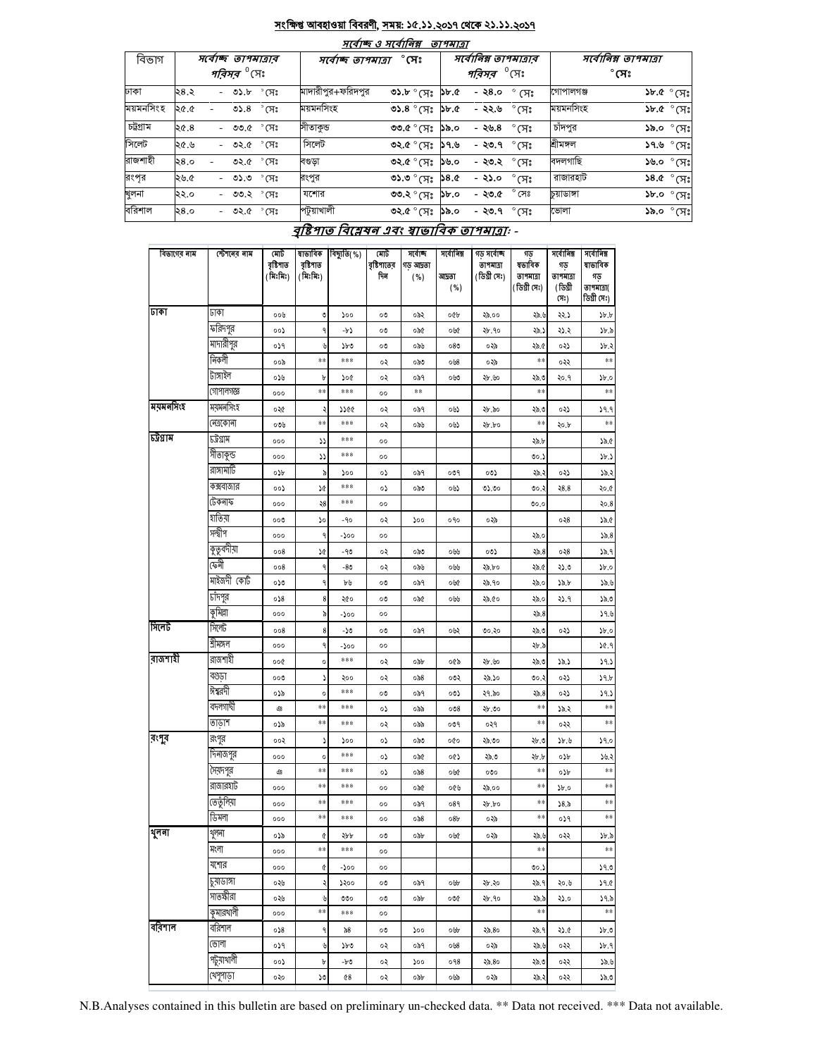## সংক্ষিপ্ত আবহাওয়া বিবরণী, সময়: ১৫.১১.২০১৭ থেকে ২১.১১.২০১৭

### সর্বোচ্চ ও সর্বোনিম্ন তাপমাত্রা

| বিভাগ | সর্বোচ্চ তাপমাত্রার পরিসর °সেঃ | সর্বোচ্চ তাপমাত্রা °সেঃ | | সর্বোনিম্ন তাপমাত্রার পরিসর °সেঃ | সর্বোনিম্ন তাপমাত্রা °সেঃ | |
|---|---|---|---|---|---|---|
| ঢাকা | ২৪.২ - ৩১.৮ °সেঃ | মাদারীপুর+ফরিদপুর | ৩১.৮ °সেঃ | ১৮.৫ - ২৪.০ °সেঃ | গোপালগঞ্জ | ১৮.৫ °সেঃ |
| ময়মনসিংহ | ২৫.৫ - ৩১.৪ °সেঃ | ময়মনসিংহ | ৩১.৪ °সেঃ | ১৮.৫ - ২২.৬ °সেঃ | ময়মনসিংহ | ১৮.৫ °সেঃ |
| চট্রগ্রাম | ২৫.৪ - ৩৩.৫ °সেঃ | সীতাকুন্ড | ৩৩.৫ °সেঃ | ১৯.০ - ২৬.৪ °সেঃ | চাঁদপুর | ১৯.০ °সেঃ |
| সিলেট | ২৫.৬ - ৩২.৫ °সেঃ | সিলেট | ৩২.৫ °সেঃ | ১৭.৬ - ২৩.৭ °সেঃ | শ্রীমঙ্গল | ১৭.৬ °সেঃ |
| রাজশাহী | ২৪.০ - ৩২.৫ °সেঃ | বগুড়া | ৩২.৫ °সেঃ | ১৬.০ - ২৩.২ °সেঃ | বদলগাছি | ১৬.০ °সেঃ |
| রংপুর | ২৬.৫ - ৩১.৩ °সেঃ | রংপুর | ৩১.৩ °সেঃ | ১৪.৫ - ২১.০ °সেঃ | রাজারহাট | ১৪.৫ °সেঃ |
| খুলনা | ২২.০ - ৩৩.২ °সেঃ | যশোর | ৩৩.২ °সেঃ | ১৮.০ - ২৩.৫ °সেঃ | চুয়াডাঙ্গা | ১৮.০ °সেঃ |
| বরিশাল | ২৪.০ - ৩২.৫ °সেঃ | পটুয়াখালী | ৩২.৫ °সেঃ | ১৯.০ - ২৩.৭ °সেঃ | ভোলা | ১৯.০ °সেঃ |

### বৃষ্টিপাত বিশ্লেষন এবং স্বাভাবিক তাপমাত্রাঃ -

| বিভাগের নাম | স্টেশনের নাম | মোট বৃষ্টিপাত (মিঃমিঃ) | স্বাভাবিক বৃষ্টিপাত (মিঃমিঃ) | বিচ্যুতি(%) | মোট বৃষ্টিপাতের দিন | সর্বোচ্চ গড় আদ্রতা (%) | সর্বোনিম্ন আদ্রতা (%) | গড় সর্বোচ্চ তাপমাত্রা (ডিগ্রী সেঃ) | গড় স্বাভাবিক তাপমাত্রা (ডিগ্রী সেঃ) | সর্বোনিম্ন গড় তাপমাত্রা (ডিগ্রী সেঃ) | সর্বোনিম্ন স্বাভাবিক গড় তাপমাত্রা( ডিগ্রী সেঃ) |
|---|---|---|---|---|---|---|---|---|---|---|---|
| ঢাকা | ঢাকা | ০০৬ | ৩ | ১০০ | ০৩ | ০৯২ | ০৫৮ | ২৯.০০ | ২৯.৬ | ২২.১ | ১৮.৮ |
| | ফরিদপুর | ০০১ | ৭ | -৮১ | ০৩ | ০৯৫ | ০৬৫ | ২৮.৭০ | ২৯.১ | ২১.২ | ১৮.৯ |
| | মাদারীপুর | ০১৭ | ৬ | ১৮৩ | ০৩ | ০৯৬ | ০৪৩ | ০২৯ | ২৯.৫ | ০২১ | ১৮.২ |
| | নিকলী | ০০৯ | ** | *** | ০২ | ০৯৩ | ০৬৪ | ০২৯ | ** | ০২২ | ** |
| | টাঙ্গাইল | ০১৬ | ৮ | ১০৫ | ০২ | ০৯৭ | ০৬৩ | ২৮.৬০ | ২৯.৩ | ২০.৭ | ১৮.০ |
| | গোপালগঞ্জ | ০০০ | ** | *** | ০০ | ** | | | ** | | ** |
| ময়মনসিংহ | ময়মনসিংহ | ০২৫ | ২ | ১১৫৫ | ০২ | ০৯৭ | ০৬১ | ২৮.৯০ | ২৯.৩ | ০২১ | ১৭.৭ |
| | নেত্রকোনা | ০৩৬ | ** | *** | ০২ | ০৯৬ | ০৬১ | ২৮.৮০ | ** | ২০.৮ | ** |
| চট্টগ্রাম | চট্টগ্রাম | ০০০ | ১১ | *** | ০০ | | | | ২৯.৮ | | ১৯.৫ |
| | সীতাকুন্ড | ০০০ | ১১ | *** | ০০ | | | | ৩০.১ | | ১৮.১ |
| | রাঙ্গামাটি | ০১৮ | ৯ | ১০০ | ০১ | ০৯৭ | ০৩৭ | ০৩১ | ২৯.২ | ০২১ | ১৯.২ |
| | কক্সবাজার | ০০১ | ১৫ | *** | ০১ | ০৯৩ | ০৬১ | ৩১.৩০ | ৩০.২ | ২৪.৪ | ২০.৫ |
| | টেকনাফ | ০০০ | ২৪ | *** | ০০ | | | | ৩০.০ | | ২০.৪ |
| | হাতিয়া | ০০৩ | ১০ | -৭০ | ০২ | ১০০ | ০৭০ | ০২৯ | | ০২৪ | ১৯.৫ |
| | সন্দ্বীপ | ০০০ | ৭ | -১০০ | ০০ | | | | ২৯.০ | | ১৯.৪ |
| | কুতুবদীয়া | ০০৪ | ১৫ | -৭৩ | ০২ | ০৯৩ | ০৬৬ | ০৩১ | ২৯.৪ | ০২৪ | ১৯.৭ |
| | ফেনী | ০০৪ | ৭ | -৪৩ | ০২ | ০৯৬ | ০৬৬ | ২৯.৮০ | ২৯.৫ | ২১.৩ | ১৮.০ |
| | মাইজদী কোর্ট | ০১৩ | ৭ | ৮৬ | ০৩ | ০৯৭ | ০৬৫ | ২৯.৭০ | ২৯.০ | ১৯.৮ | ১৯.৬ |
| | চাঁদপুর | ০১৪ | ৪ | ২৫০ | ০৩ | ০৯৫ | ০৬৬ | ২৯.৫০ | ২৯.০ | ২১.৭ | ১৯.৩ |
| | কুমিল্লা | ০০০ | ৯ | -১০০ | ০০ | | | | ২৯.৪ | | ১৭.৬ |
| সিলেট | সিলেট | ০০৪ | ৪ | -১৩ | ০৩ | ০৯৭ | ০৬২ | ৩০.২০ | ২৯.৩ | ০২১ | ১৮.০ |
| | শ্রীমঙ্গল | ০০০ | ৭ | -১০০ | ০০ | | | | ২৮.৯ | | ১৫.৭ |
| রাজশাহী | রাজশাহী | ০০৫ | ০ | *** | ০২ | ০৯৮ | ০৫৯ | ২৮.৬০ | ২৯.৩ | ১৯.১ | ১৭.১ |
| | বগুড়া | ০০৩ | ১ | ২০০ | ০২ | ০৯৪ | ০৩২ | ২৯.১০ | ৩০.২ | ০২১ | ১৭.৮ |
| | ঈশ্বরদী | ০১৯ | ০ | *** | ০৩ | ০৯৭ | ০৩১ | ২৭.৯০ | ২৯.৪ | ০২১ | ১৭.১ |
| | বদলগাছী | ঞ | ** | *** | ০১ | ০৯৯ | ০৩৪ | ২৮.৩০ | ** | ১৯.২ | ** |
| | তাড়াশ | ০১৯ | ** | *** | ০২ | ০৯৯ | ০৩৭ | ০২৭ | ** | ০২২ | ** |
| রংপুর | রংপুর | ০০২ | ১ | ১০০ | ০১ | ০৯৩ | ০৫০ | ২৯.৩০ | ২৮.৩ | ১৮.৬ | ১৭.০ |
| | দিনাজপুর | ০০০ | ০ | *** | ০১ | ০৯৫ | ০৫১ | ২৯.৩ | ২৮.৮ | ০১৮ | ১৬.২ |
| | সৈয়দপুর | ঞ | ** | *** | ০১ | ০৯৪ | ০৬৫ | ০৩০ | ** | ০১৮ | ** |
| | রাজারহাট | ০০০ | ** | *** | ০০ | ০৯৫ | ০৫৬ | ২৯.০০ | ** | ১৮.০ | ** |
| | তেতুঁলিয়া | ০০০ | ** | *** | ০০ | ০৯৭ | ০৪৭ | ২৮.৮০ | ** | ১৪.৯ | ** |
| | ডিমলা | ০০০ | ** | *** | ০০ | ০৯৪ | ০৪৮ | ০২৯ | ** | ০১৭ | ** |
| খুলনা | খুলনা | ০১৯ | ৫ | ২৮৮ | ০৩ | ০৯৮ | ০৬৫ | ০২৯ | ২৯.৬ | ০২২ | ১৮.৯ |
| | মংলা | ০০০ | ** | *** | ০০ | | | | ** | | ** |
| | যশোর | ০০০ | ৫ | -১০০ | ০০ | | | | ৩০.১ | | ১৭.৩ |
| | চুয়াডাঙ্গা | ০২৬ | ২ | ১২০০ | ০৩ | ০৯৭ | ০৬৮ | ২৮.২০ | ২৯.৭ | ২০.৬ | ১৭.৫ |
| | সাতক্ষীরা | ০২৬ | ৬ | ৩৩০ | ০৩ | ০৯৮ | ০৩৫ | ২৮.৭০ | ২৯.৯ | ২১.০ | ১৭.৯ |
| | কুমারখালী | ০০০ | ** | *** | ০০ | | | | ** | | ** |
| বরিশাল | বরিশাল | ০১৪ | ৭ | ৯৪ | ০৩ | ১০০ | ০৬৮ | ২৯.৪০ | ২৯.৭ | ২১.৫ | ১৮.৩ |
| | ভোলা | ০১৭ | ৬ | ১৮৩ | ০২ | ০৯৭ | ০৬৪ | ০২৯ | ২৯.৬ | ০২২ | ১৮.৭ |
| | পটুয়াখালী | ০০১ | ৮ | -৮৩ | ০২ | ১০০ | ০৭৪ | ২৯.৪০ | ২৯.৩ | ০২২ | ১৯.৬ |
| | খেপুপাড়া | ০২০ | ১৩ | ৫৪ | ০২ | ০৯৮ | ০৬৯ | ০২৯ | ২৯.২ | ০২২ | ১৯.৩ |

N.B.Analyses contained in this bulletin are based on preliminary un-checked data. ** Data not received. *** Data not available.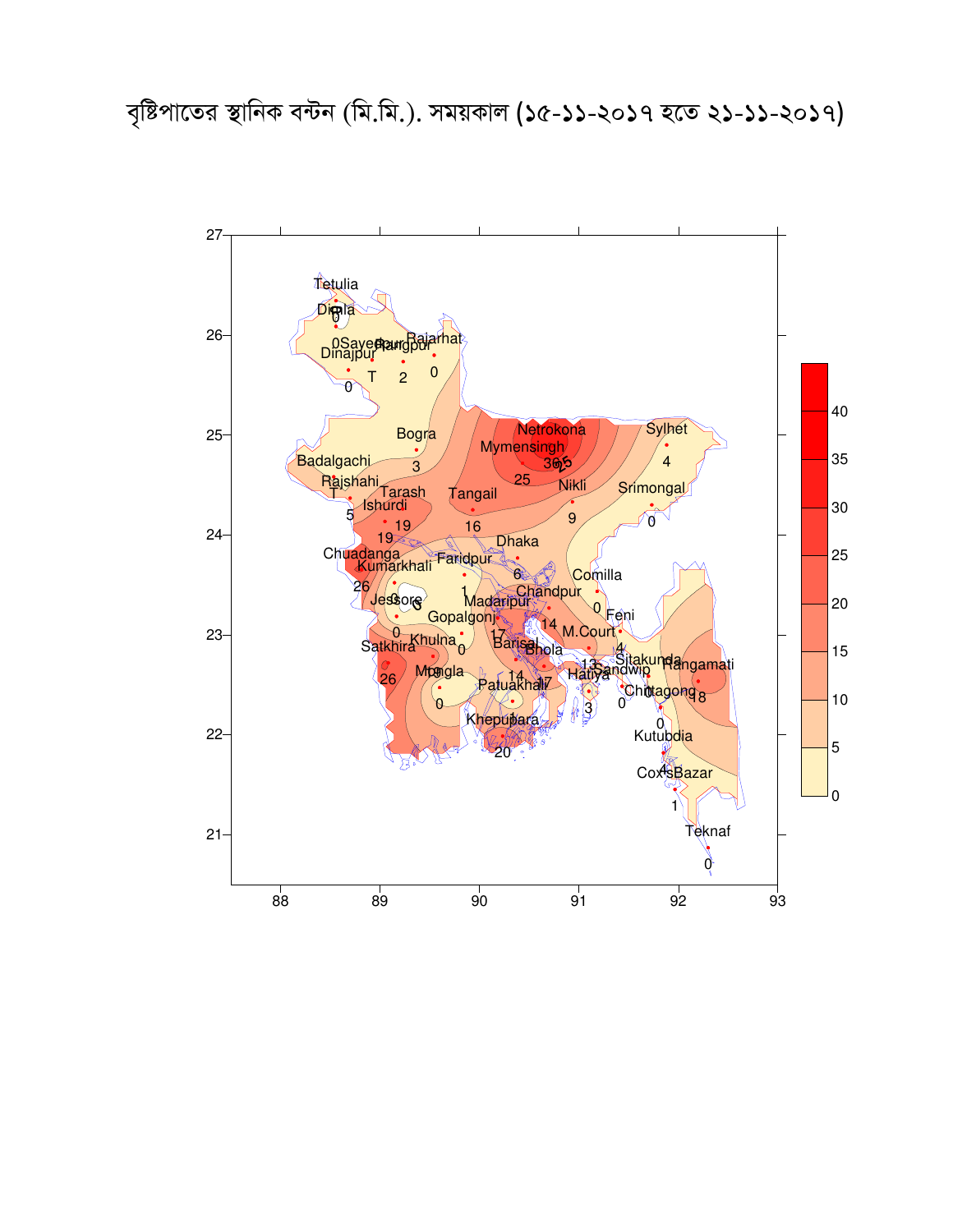বৃষ্টিপাতের স্থানিক বন্টন (মি.মি.). সময়কাল (১৫-১১-২০১৭ হতে ২১-১১-২০১৭)

27
26
25
24
23
22
21

88 89 90 91 92 93

Tetulia
Dimla
0
0Sayedpur Rangpur Rajarhat
Dinajpur
0 T 2 0
Bogra
3
Netrokona
Mymensingh
3625
25
Sylhet
4
Badalgachi
Rajshahi
T
Tarash
Ishurdi
5
19
19
Tangail
16
Nikli
9
Srimongal
0
Dhaka
6
Chuadanga
Kumarkhali
26
Faridpur
1
Comilla
0
Jessore
0
0
Chandpur
Madaripur
Gopalgonj
0
17
14
Feni
M.Court
4
Satkhira
Khulna
0
26
Barisal
Bhola
14
17
13
Sitakunda
Sandwip
Hatiya
Rangamati
Mongla
19
0
Patuakhali
Chittagong
0
3
0
18
Khepupara
20
0
Kutubdia
4
CoxsBazar
1
Teknaf
0

40
35
30
25
20
15
10
5
0